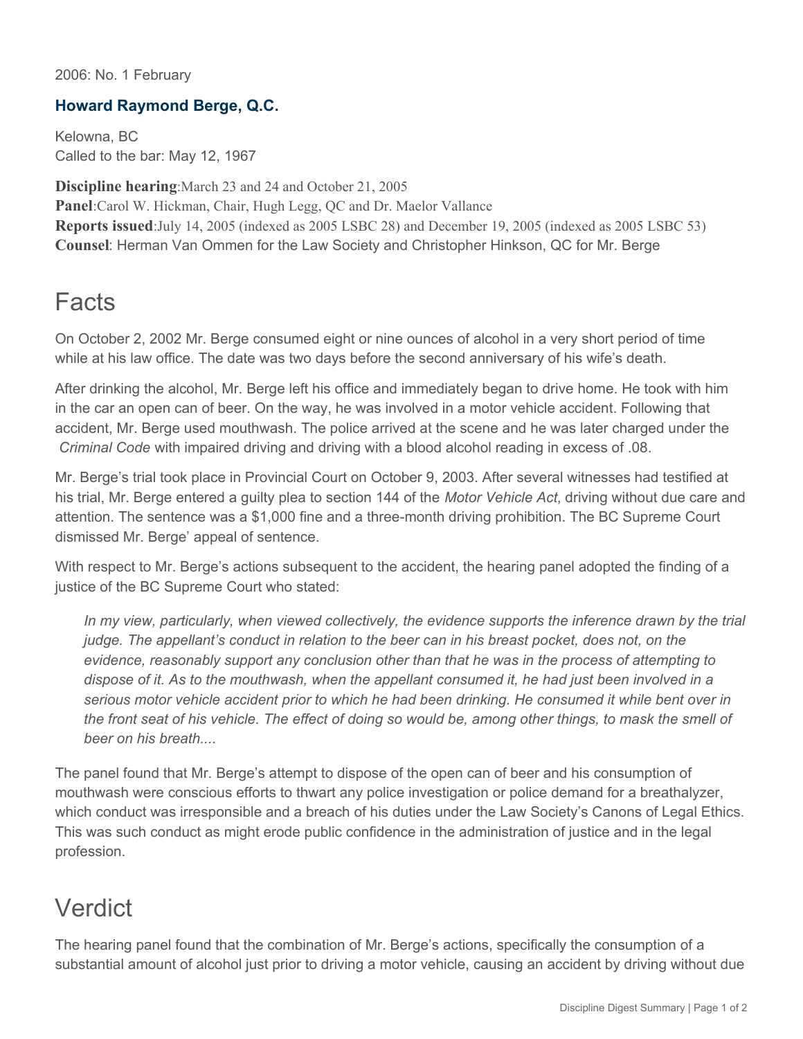2006: No. 1 February

## Howard Raymond Berge, Q.C.

Kelowna, BC
Called to the bar: May 12, 1967

**Discipline hearing**:March 23 and 24 and October 21, 2005
**Panel**:Carol W. Hickman, Chair, Hugh Legg, QC and Dr. Maelor Vallance
**Reports issued**:July 14, 2005 (indexed as 2005 LSBC 28) and December 19, 2005 (indexed as 2005 LSBC 53)
**Counsel**: Herman Van Ommen for the Law Society and Christopher Hinkson, QC for Mr. Berge

# Facts

On October 2, 2002 Mr. Berge consumed eight or nine ounces of alcohol in a very short period of time while at his law office. The date was two days before the second anniversary of his wife's death.

After drinking the alcohol, Mr. Berge left his office and immediately began to drive home. He took with him in the car an open can of beer. On the way, he was involved in a motor vehicle accident. Following that accident, Mr. Berge used mouthwash. The police arrived at the scene and he was later charged under the *Criminal Code* with impaired driving and driving with a blood alcohol reading in excess of .08.

Mr. Berge's trial took place in Provincial Court on October 9, 2003. After several witnesses had testified at his trial, Mr. Berge entered a guilty plea to section 144 of the *Motor Vehicle Act*, driving without due care and attention. The sentence was a $1,000 fine and a three-month driving prohibition. The BC Supreme Court dismissed Mr. Berge' appeal of sentence.

With respect to Mr. Berge's actions subsequent to the accident, the hearing panel adopted the finding of a justice of the BC Supreme Court who stated:

> *In my view, particularly, when viewed collectively, the evidence supports the inference drawn by the trial judge. The appellant's conduct in relation to the beer can in his breast pocket, does not, on the evidence, reasonably support any conclusion other than that he was in the process of attempting to dispose of it. As to the mouthwash, when the appellant consumed it, he had just been involved in a serious motor vehicle accident prior to which he had been drinking. He consumed it while bent over in the front seat of his vehicle. The effect of doing so would be, among other things, to mask the smell of beer on his breath....*

The panel found that Mr. Berge's attempt to dispose of the open can of beer and his consumption of mouthwash were conscious efforts to thwart any police investigation or police demand for a breathalyzer, which conduct was irresponsible and a breach of his duties under the Law Society's Canons of Legal Ethics. This was such conduct as might erode public confidence in the administration of justice and in the legal profession.

# Verdict

The hearing panel found that the combination of Mr. Berge's actions, specifically the consumption of a substantial amount of alcohol just prior to driving a motor vehicle, causing an accident by driving without due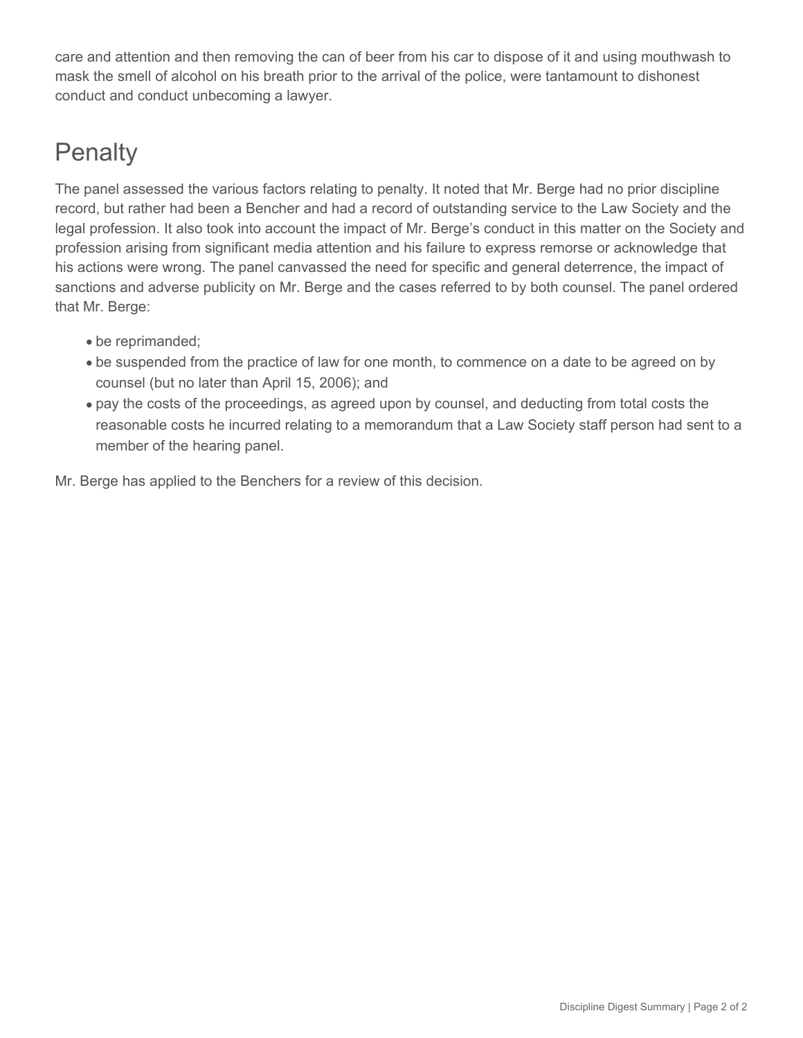care and attention and then removing the can of beer from his car to dispose of it and using mouthwash to mask the smell of alcohol on his breath prior to the arrival of the police, were tantamount to dishonest conduct and conduct unbecoming a lawyer.

## Penalty

The panel assessed the various factors relating to penalty. It noted that Mr. Berge had no prior discipline record, but rather had been a Bencher and had a record of outstanding service to the Law Society and the legal profession. It also took into account the impact of Mr. Berge's conduct in this matter on the Society and profession arising from significant media attention and his failure to express remorse or acknowledge that his actions were wrong. The panel canvassed the need for specific and general deterrence, the impact of sanctions and adverse publicity on Mr. Berge and the cases referred to by both counsel. The panel ordered that Mr. Berge:

- be reprimanded;
- be suspended from the practice of law for one month, to commence on a date to be agreed on by counsel (but no later than April 15, 2006); and
- pay the costs of the proceedings, as agreed upon by counsel, and deducting from total costs the reasonable costs he incurred relating to a memorandum that a Law Society staff person had sent to a member of the hearing panel.

Mr. Berge has applied to the Benchers for a review of this decision.